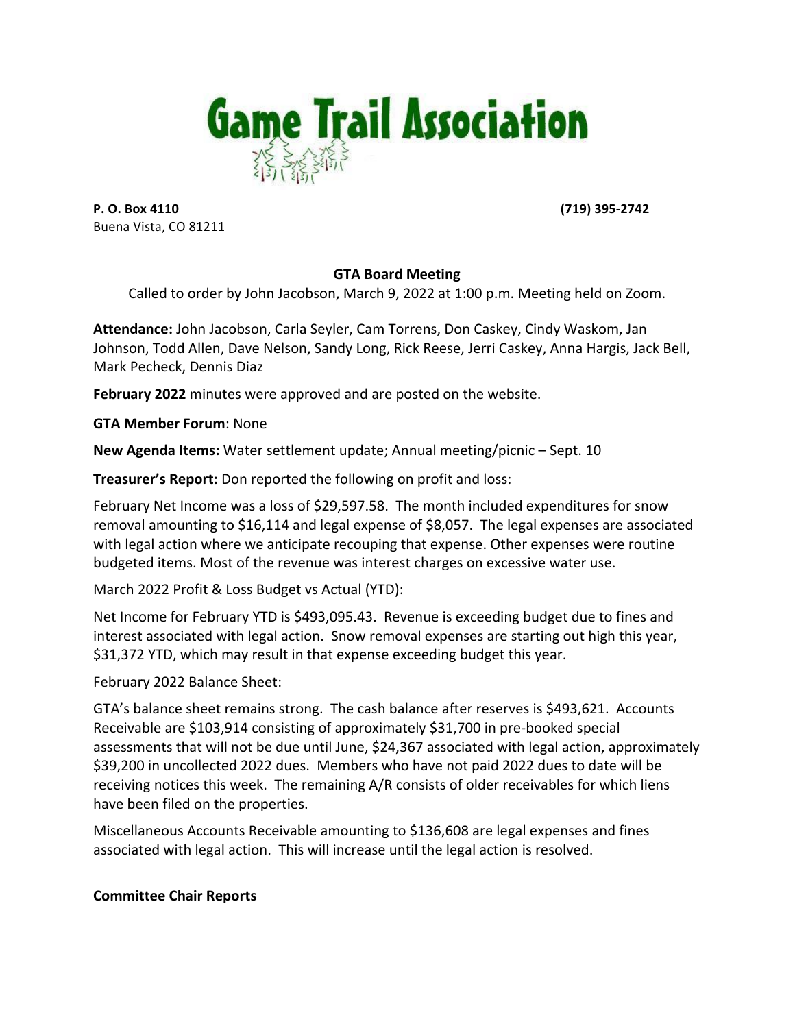# Game Trail Association

**P. O. Box 4110**
Buena Vista, CO 81211

**(719) 395-2742**

## GTA Board Meeting

Called to order by John Jacobson, March 9, 2022 at 1:00 p.m. Meeting held on Zoom.

**Attendance:** John Jacobson, Carla Seyler, Cam Torrens, Don Caskey, Cindy Waskom, Jan Johnson, Todd Allen, Dave Nelson, Sandy Long, Rick Reese, Jerri Caskey, Anna Hargis, Jack Bell, Mark Pecheck, Dennis Diaz

**February 2022** minutes were approved and are posted on the website.

**GTA Member Forum**: None

**New Agenda Items:** Water settlement update; Annual meeting/picnic – Sept. 10

**Treasurer's Report:** Don reported the following on profit and loss:

February Net Income was a loss of $29,597.58. The month included expenditures for snow removal amounting to $16,114 and legal expense of $8,057. The legal expenses are associated with legal action where we anticipate recouping that expense. Other expenses were routine budgeted items. Most of the revenue was interest charges on excessive water use.

March 2022 Profit & Loss Budget vs Actual (YTD):

Net Income for February YTD is $493,095.43. Revenue is exceeding budget due to fines and interest associated with legal action. Snow removal expenses are starting out high this year, $31,372 YTD, which may result in that expense exceeding budget this year.

February 2022 Balance Sheet:

GTA's balance sheet remains strong. The cash balance after reserves is $493,621. Accounts Receivable are $103,914 consisting of approximately $31,700 in pre-booked special assessments that will not be due until June, $24,367 associated with legal action, approximately $39,200 in uncollected 2022 dues. Members who have not paid 2022 dues to date will be receiving notices this week. The remaining A/R consists of older receivables for which liens have been filed on the properties.

Miscellaneous Accounts Receivable amounting to $136,608 are legal expenses and fines associated with legal action. This will increase until the legal action is resolved.

### Committee Chair Reports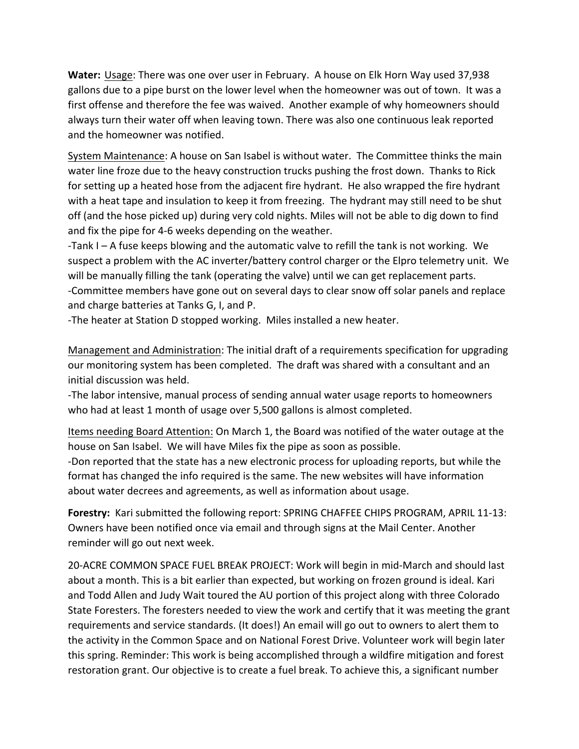**Water:** Usage: There was one over user in February. A house on Elk Horn Way used 37,938 gallons due to a pipe burst on the lower level when the homeowner was out of town. It was a first offense and therefore the fee was waived. Another example of why homeowners should always turn their water off when leaving town. There was also one continuous leak reported and the homeowner was notified.

System Maintenance: A house on San Isabel is without water. The Committee thinks the main water line froze due to the heavy construction trucks pushing the frost down. Thanks to Rick for setting up a heated hose from the adjacent fire hydrant. He also wrapped the fire hydrant with a heat tape and insulation to keep it from freezing. The hydrant may still need to be shut off (and the hose picked up) during very cold nights. Miles will not be able to dig down to find and fix the pipe for 4-6 weeks depending on the weather.
-Tank I – A fuse keeps blowing and the automatic valve to refill the tank is not working. We suspect a problem with the AC inverter/battery control charger or the Elpro telemetry unit. We will be manually filling the tank (operating the valve) until we can get replacement parts.
-Committee members have gone out on several days to clear snow off solar panels and replace and charge batteries at Tanks G, I, and P.
-The heater at Station D stopped working. Miles installed a new heater.

Management and Administration: The initial draft of a requirements specification for upgrading our monitoring system has been completed. The draft was shared with a consultant and an initial discussion was held.
-The labor intensive, manual process of sending annual water usage reports to homeowners who had at least 1 month of usage over 5,500 gallons is almost completed.

Items needing Board Attention: On March 1, the Board was notified of the water outage at the house on San Isabel. We will have Miles fix the pipe as soon as possible.
-Don reported that the state has a new electronic process for uploading reports, but while the format has changed the info required is the same. The new websites will have information about water decrees and agreements, as well as information about usage.

**Forestry:** Kari submitted the following report: SPRING CHAFFEE CHIPS PROGRAM, APRIL 11-13: Owners have been notified once via email and through signs at the Mail Center. Another reminder will go out next week.

20-ACRE COMMON SPACE FUEL BREAK PROJECT: Work will begin in mid-March and should last about a month. This is a bit earlier than expected, but working on frozen ground is ideal. Kari and Todd Allen and Judy Wait toured the AU portion of this project along with three Colorado State Foresters. The foresters needed to view the work and certify that it was meeting the grant requirements and service standards. (It does!) An email will go out to owners to alert them to the activity in the Common Space and on National Forest Drive. Volunteer work will begin later this spring. Reminder: This work is being accomplished through a wildfire mitigation and forest restoration grant. Our objective is to create a fuel break. To achieve this, a significant number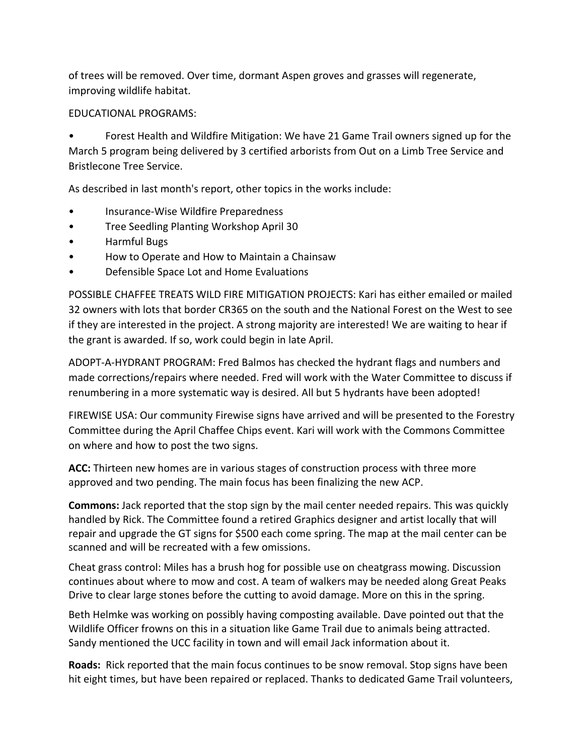of trees will be removed. Over time, dormant Aspen groves and grasses will regenerate, improving wildlife habitat.

EDUCATIONAL PROGRAMS:

- Forest Health and Wildfire Mitigation: We have 21 Game Trail owners signed up for the March 5 program being delivered by 3 certified arborists from Out on a Limb Tree Service and Bristlecone Tree Service.

As described in last month's report, other topics in the works include:

- Insurance-Wise Wildfire Preparedness
- Tree Seedling Planting Workshop April 30
- Harmful Bugs
- How to Operate and How to Maintain a Chainsaw
- Defensible Space Lot and Home Evaluations

POSSIBLE CHAFFEE TREATS WILD FIRE MITIGATION PROJECTS: Kari has either emailed or mailed 32 owners with lots that border CR365 on the south and the National Forest on the West to see if they are interested in the project. A strong majority are interested! We are waiting to hear if the grant is awarded. If so, work could begin in late April.

ADOPT-A-HYDRANT PROGRAM: Fred Balmos has checked the hydrant flags and numbers and made corrections/repairs where needed. Fred will work with the Water Committee to discuss if renumbering in a more systematic way is desired. All but 5 hydrants have been adopted!

FIREWISE USA: Our community Firewise signs have arrived and will be presented to the Forestry Committee during the April Chaffee Chips event. Kari will work with the Commons Committee on where and how to post the two signs.

**ACC:** Thirteen new homes are in various stages of construction process with three more approved and two pending. The main focus has been finalizing the new ACP.

**Commons:** Jack reported that the stop sign by the mail center needed repairs. This was quickly handled by Rick. The Committee found a retired Graphics designer and artist locally that will repair and upgrade the GT signs for $500 each come spring. The map at the mail center can be scanned and will be recreated with a few omissions.

Cheat grass control: Miles has a brush hog for possible use on cheatgrass mowing. Discussion continues about where to mow and cost. A team of walkers may be needed along Great Peaks Drive to clear large stones before the cutting to avoid damage. More on this in the spring.

Beth Helmke was working on possibly having composting available. Dave pointed out that the Wildlife Officer frowns on this in a situation like Game Trail due to animals being attracted. Sandy mentioned the UCC facility in town and will email Jack information about it.

**Roads:** Rick reported that the main focus continues to be snow removal. Stop signs have been hit eight times, but have been repaired or replaced. Thanks to dedicated Game Trail volunteers,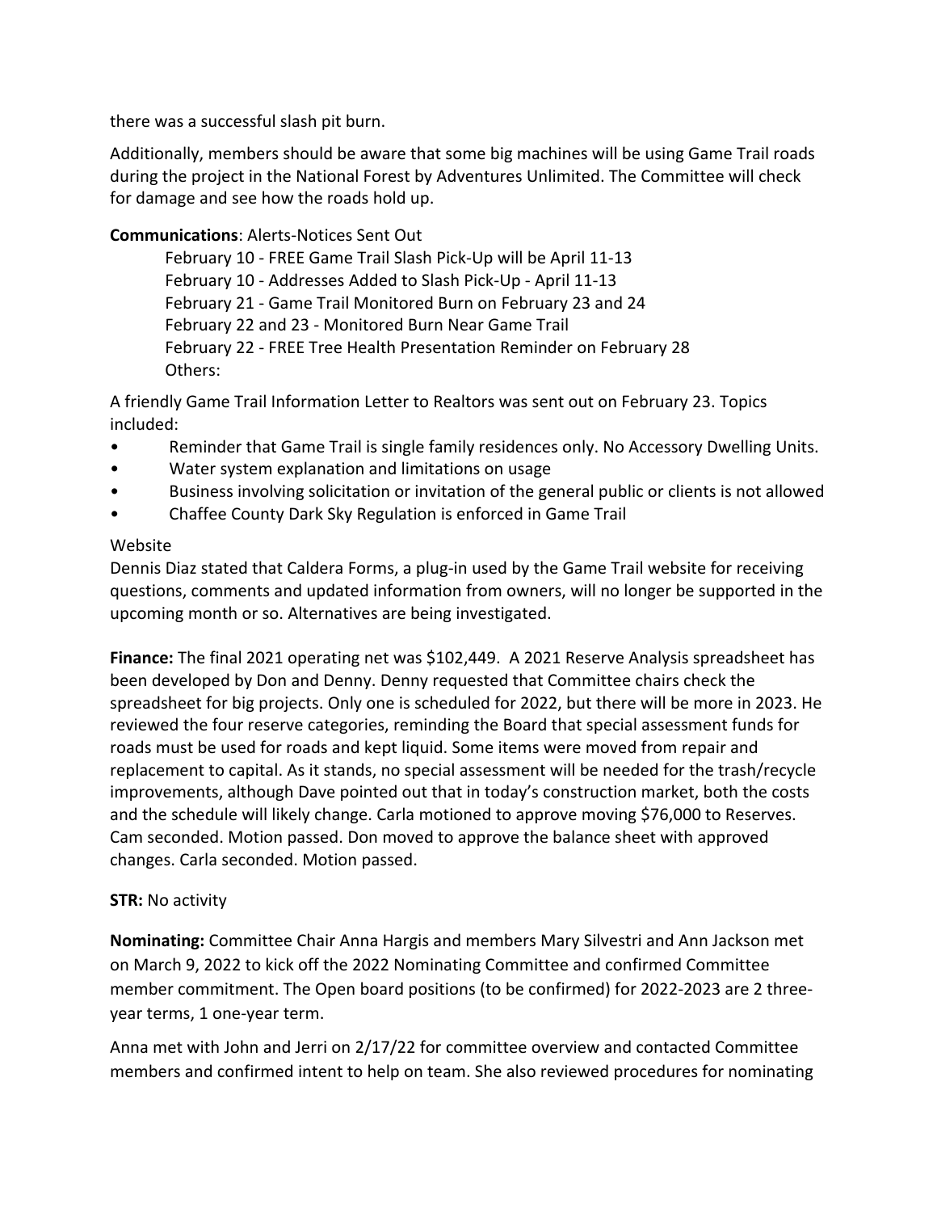there was a successful slash pit burn.

Additionally, members should be aware that some big machines will be using Game Trail roads during the project in the National Forest by Adventures Unlimited. The Committee will check for damage and see how the roads hold up.

**Communications**: Alerts-Notices Sent Out

February 10 - FREE Game Trail Slash Pick-Up will be April 11-13
February 10 - Addresses Added to Slash Pick-Up - April 11-13
February 21 - Game Trail Monitored Burn on February 23 and 24
February 22 and 23 - Monitored Burn Near Game Trail
February 22 - FREE Tree Health Presentation Reminder on February 28
Others:

A friendly Game Trail Information Letter to Realtors was sent out on February 23. Topics included:

- Reminder that Game Trail is single family residences only. No Accessory Dwelling Units.
- Water system explanation and limitations on usage
- Business involving solicitation or invitation of the general public or clients is not allowed
- Chaffee County Dark Sky Regulation is enforced in Game Trail

Website

Dennis Diaz stated that Caldera Forms, a plug-in used by the Game Trail website for receiving questions, comments and updated information from owners, will no longer be supported in the upcoming month or so. Alternatives are being investigated.

**Finance:** The final 2021 operating net was $102,449. A 2021 Reserve Analysis spreadsheet has been developed by Don and Denny. Denny requested that Committee chairs check the spreadsheet for big projects. Only one is scheduled for 2022, but there will be more in 2023. He reviewed the four reserve categories, reminding the Board that special assessment funds for roads must be used for roads and kept liquid. Some items were moved from repair and replacement to capital. As it stands, no special assessment will be needed for the trash/recycle improvements, although Dave pointed out that in today's construction market, both the costs and the schedule will likely change. Carla motioned to approve moving $76,000 to Reserves. Cam seconded. Motion passed. Don moved to approve the balance sheet with approved changes. Carla seconded. Motion passed.

**STR:** No activity

**Nominating:** Committee Chair Anna Hargis and members Mary Silvestri and Ann Jackson met on March 9, 2022 to kick off the 2022 Nominating Committee and confirmed Committee member commitment. The Open board positions (to be confirmed) for 2022-2023 are 2 three-year terms, 1 one-year term.

Anna met with John and Jerri on 2/17/22 for committee overview and contacted Committee members and confirmed intent to help on team. She also reviewed procedures for nominating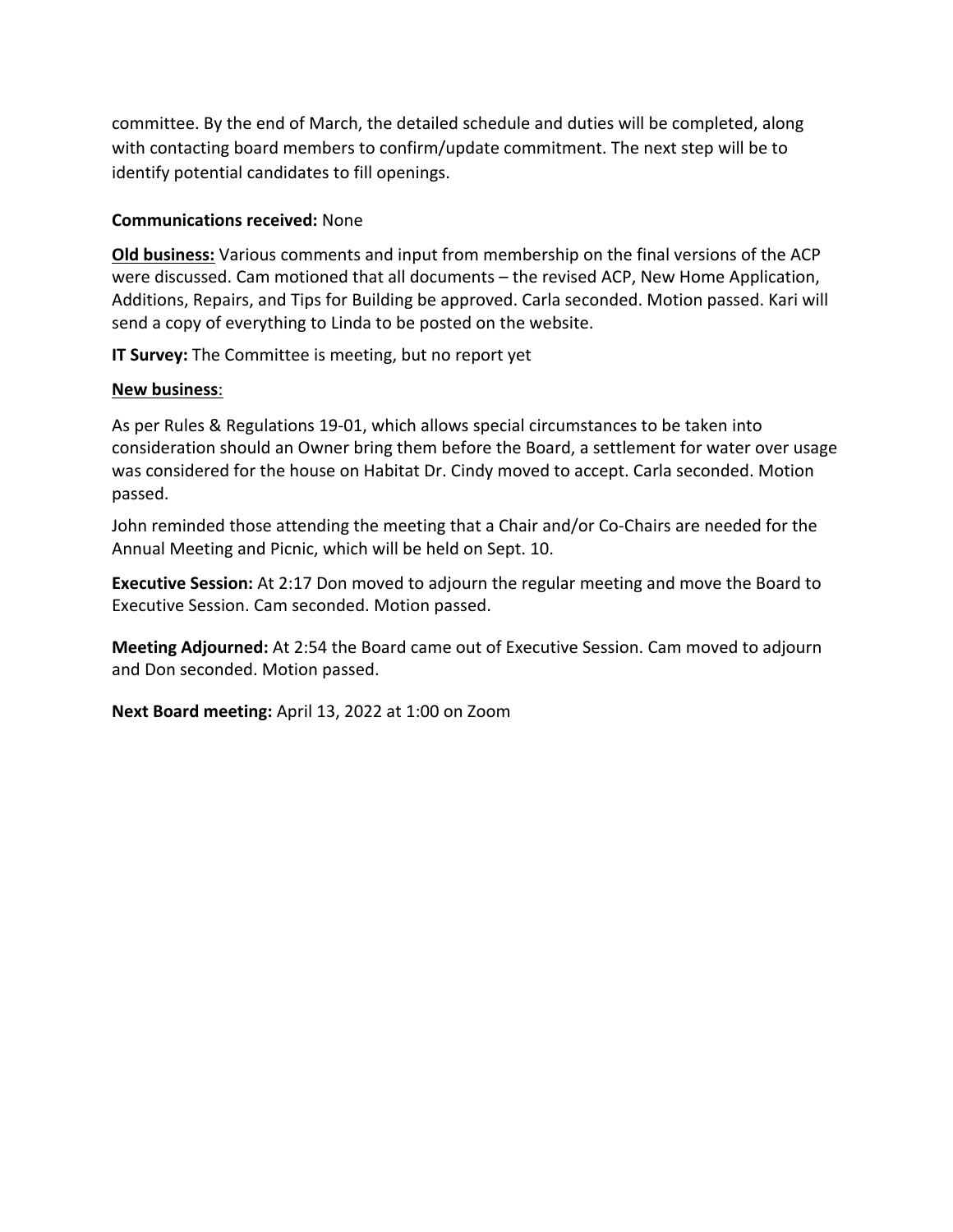committee. By the end of March, the detailed schedule and duties will be completed, along with contacting board members to confirm/update commitment. The next step will be to identify potential candidates to fill openings.

**Communications received:** None

**<u>Old business:</u>** Various comments and input from membership on the final versions of the ACP were discussed. Cam motioned that all documents – the revised ACP, New Home Application, Additions, Repairs, and Tips for Building be approved. Carla seconded. Motion passed. Kari will send a copy of everything to Linda to be posted on the website.

**IT Survey:** The Committee is meeting, but no report yet

**<u>New business</u>**:

As per Rules & Regulations 19-01, which allows special circumstances to be taken into consideration should an Owner bring them before the Board, a settlement for water over usage was considered for the house on Habitat Dr. Cindy moved to accept. Carla seconded. Motion passed.

John reminded those attending the meeting that a Chair and/or Co-Chairs are needed for the Annual Meeting and Picnic, which will be held on Sept. 10.

**Executive Session:** At 2:17 Don moved to adjourn the regular meeting and move the Board to Executive Session. Cam seconded. Motion passed.

**Meeting Adjourned:** At 2:54 the Board came out of Executive Session. Cam moved to adjourn and Don seconded. Motion passed.

**Next Board meeting:** April 13, 2022 at 1:00 on Zoom